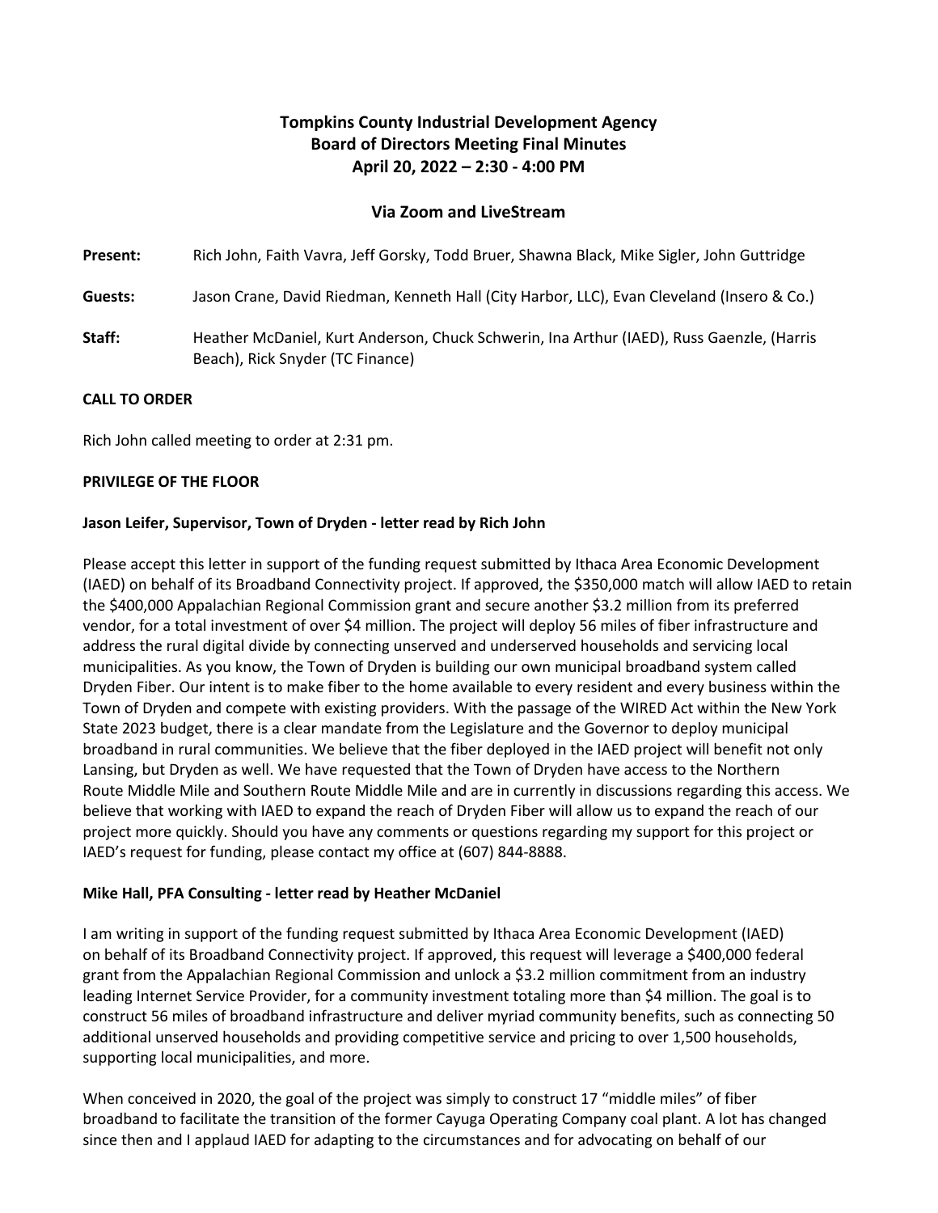# Tompkins County Industrial Development Agency
## Board of Directors Meeting Final Minutes
### April 20, 2022 – 2:30 - 4:00 PM

### Via Zoom and LiveStream

**Present:** Rich John, Faith Vavra, Jeff Gorsky, Todd Bruer, Shawna Black, Mike Sigler, John Guttridge

**Guests:** Jason Crane, David Riedman, Kenneth Hall (City Harbor, LLC), Evan Cleveland (Insero & Co.)

**Staff:** Heather McDaniel, Kurt Anderson, Chuck Schwerin, Ina Arthur (IAED), Russ Gaenzle, (Harris Beach), Rick Snyder (TC Finance)

**CALL TO ORDER**

Rich John called meeting to order at 2:31 pm.

**PRIVILEGE OF THE FLOOR**

**Jason Leifer, Supervisor, Town of Dryden - letter read by Rich John**

Please accept this letter in support of the funding request submitted by Ithaca Area Economic Development (IAED) on behalf of its Broadband Connectivity project. If approved, the $350,000 match will allow IAED to retain the $400,000 Appalachian Regional Commission grant and secure another $3.2 million from its preferred vendor, for a total investment of over $4 million. The project will deploy 56 miles of fiber infrastructure and address the rural digital divide by connecting unserved and underserved households and servicing local municipalities. As you know, the Town of Dryden is building our own municipal broadband system called Dryden Fiber. Our intent is to make fiber to the home available to every resident and every business within the Town of Dryden and compete with existing providers. With the passage of the WIRED Act within the New York State 2023 budget, there is a clear mandate from the Legislature and the Governor to deploy municipal broadband in rural communities. We believe that the fiber deployed in the IAED project will benefit not only Lansing, but Dryden as well. We have requested that the Town of Dryden have access to the Northern Route Middle Mile and Southern Route Middle Mile and are in currently in discussions regarding this access. We believe that working with IAED to expand the reach of Dryden Fiber will allow us to expand the reach of our project more quickly. Should you have any comments or questions regarding my support for this project or IAED's request for funding, please contact my office at (607) 844-8888.

**Mike Hall, PFA Consulting - letter read by Heather McDaniel**

I am writing in support of the funding request submitted by Ithaca Area Economic Development (IAED) on behalf of its Broadband Connectivity project. If approved, this request will leverage a $400,000 federal grant from the Appalachian Regional Commission and unlock a $3.2 million commitment from an industry leading Internet Service Provider, for a community investment totaling more than $4 million. The goal is to construct 56 miles of broadband infrastructure and deliver myriad community benefits, such as connecting 50 additional unserved households and providing competitive service and pricing to over 1,500 households, supporting local municipalities, and more.

When conceived in 2020, the goal of the project was simply to construct 17 "middle miles" of fiber broadband to facilitate the transition of the former Cayuga Operating Company coal plant. A lot has changed since then and I applaud IAED for adapting to the circumstances and for advocating on behalf of our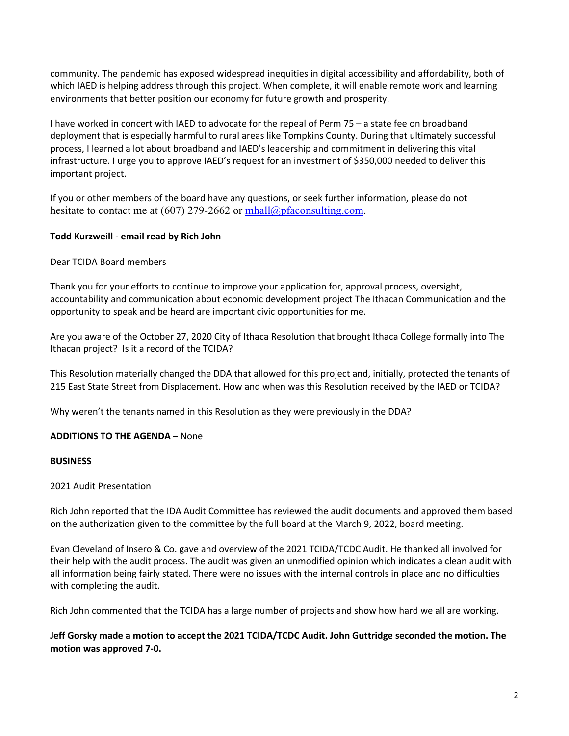community. The pandemic has exposed widespread inequities in digital accessibility and affordability, both of which IAED is helping address through this project. When complete, it will enable remote work and learning environments that better position our economy for future growth and prosperity.

I have worked in concert with IAED to advocate for the repeal of Perm 75 – a state fee on broadband deployment that is especially harmful to rural areas like Tompkins County. During that ultimately successful process, I learned a lot about broadband and IAED's leadership and commitment in delivering this vital infrastructure. I urge you to approve IAED's request for an investment of $350,000 needed to deliver this important project.

If you or other members of the board have any questions, or seek further information, please do not hesitate to contact me at (607) 279-2662 or mhall@pfaconsulting.com.

**Todd Kurzweill - email read by Rich John**

Dear TCIDA Board members

Thank you for your efforts to continue to improve your application for, approval process, oversight, accountability and communication about economic development project The Ithacan Communication and the opportunity to speak and be heard are important civic opportunities for me.

Are you aware of the October 27, 2020 City of Ithaca Resolution that brought Ithaca College formally into The Ithacan project? Is it a record of the TCIDA?

This Resolution materially changed the DDA that allowed for this project and, initially, protected the tenants of 215 East State Street from Displacement. How and when was this Resolution received by the IAED or TCIDA?

Why weren't the tenants named in this Resolution as they were previously in the DDA?

**ADDITIONS TO THE AGENDA –** None

**BUSINESS**

<u>2021 Audit Presentation</u>

Rich John reported that the IDA Audit Committee has reviewed the audit documents and approved them based on the authorization given to the committee by the full board at the March 9, 2022, board meeting.

Evan Cleveland of Insero & Co. gave and overview of the 2021 TCIDA/TCDC Audit. He thanked all involved for their help with the audit process. The audit was given an unmodified opinion which indicates a clean audit with all information being fairly stated. There were no issues with the internal controls in place and no difficulties with completing the audit.

Rich John commented that the TCIDA has a large number of projects and show how hard we all are working.

**Jeff Gorsky made a motion to accept the 2021 TCIDA/TCDC Audit. John Guttridge seconded the motion. The motion was approved 7-0.**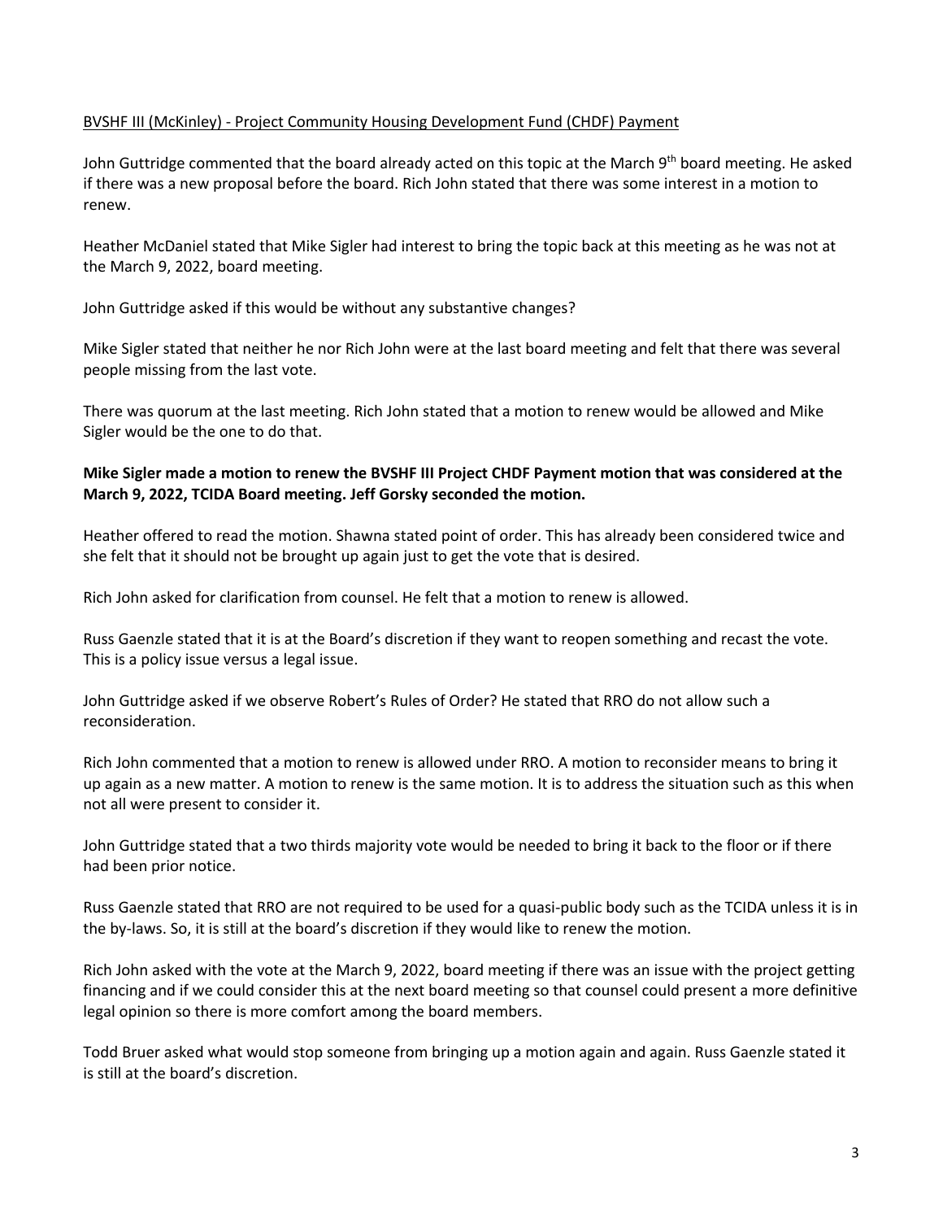BVSHF III (McKinley) - Project Community Housing Development Fund (CHDF) Payment

John Guttridge commented that the board already acted on this topic at the March 9th board meeting. He asked if there was a new proposal before the board. Rich John stated that there was some interest in a motion to renew.

Heather McDaniel stated that Mike Sigler had interest to bring the topic back at this meeting as he was not at the March 9, 2022, board meeting.

John Guttridge asked if this would be without any substantive changes?

Mike Sigler stated that neither he nor Rich John were at the last board meeting and felt that there was several people missing from the last vote.

There was quorum at the last meeting. Rich John stated that a motion to renew would be allowed and Mike Sigler would be the one to do that.

**Mike Sigler made a motion to renew the BVSHF III Project CHDF Payment motion that was considered at the March 9, 2022, TCIDA Board meeting. Jeff Gorsky seconded the motion.**

Heather offered to read the motion. Shawna stated point of order. This has already been considered twice and she felt that it should not be brought up again just to get the vote that is desired.

Rich John asked for clarification from counsel. He felt that a motion to renew is allowed.

Russ Gaenzle stated that it is at the Board's discretion if they want to reopen something and recast the vote. This is a policy issue versus a legal issue.

John Guttridge asked if we observe Robert's Rules of Order? He stated that RRO do not allow such a reconsideration.

Rich John commented that a motion to renew is allowed under RRO. A motion to reconsider means to bring it up again as a new matter. A motion to renew is the same motion. It is to address the situation such as this when not all were present to consider it.

John Guttridge stated that a two thirds majority vote would be needed to bring it back to the floor or if there had been prior notice.

Russ Gaenzle stated that RRO are not required to be used for a quasi-public body such as the TCIDA unless it is in the by-laws. So, it is still at the board's discretion if they would like to renew the motion.

Rich John asked with the vote at the March 9, 2022, board meeting if there was an issue with the project getting financing and if we could consider this at the next board meeting so that counsel could present a more definitive legal opinion so there is more comfort among the board members.

Todd Bruer asked what would stop someone from bringing up a motion again and again. Russ Gaenzle stated it is still at the board's discretion.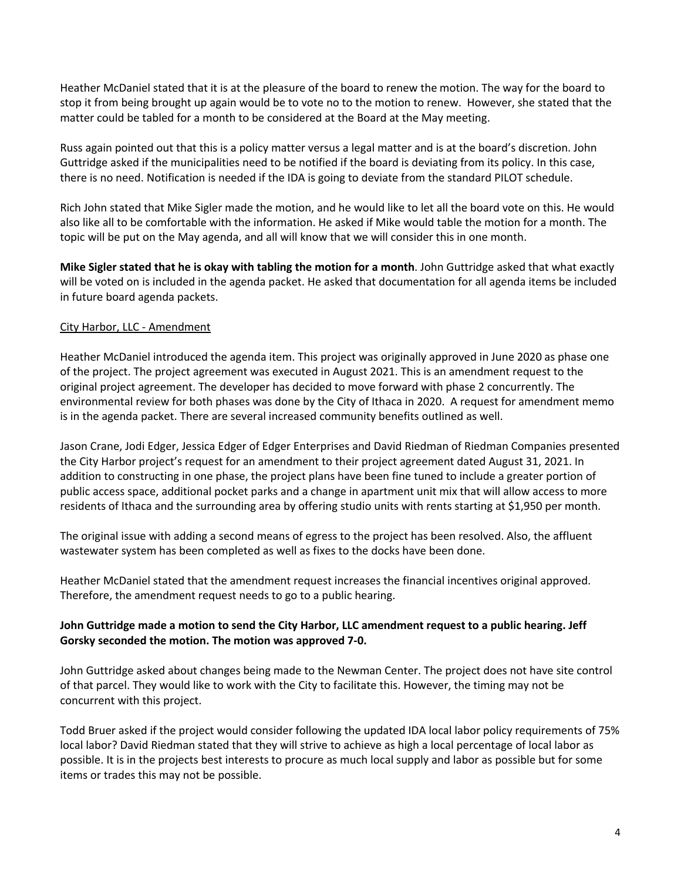Heather McDaniel stated that it is at the pleasure of the board to renew the motion. The way for the board to stop it from being brought up again would be to vote no to the motion to renew. However, she stated that the matter could be tabled for a month to be considered at the Board at the May meeting.

Russ again pointed out that this is a policy matter versus a legal matter and is at the board's discretion. John Guttridge asked if the municipalities need to be notified if the board is deviating from its policy. In this case, there is no need. Notification is needed if the IDA is going to deviate from the standard PILOT schedule.

Rich John stated that Mike Sigler made the motion, and he would like to let all the board vote on this. He would also like all to be comfortable with the information. He asked if Mike would table the motion for a month. The topic will be put on the May agenda, and all will know that we will consider this in one month.

**Mike Sigler stated that he is okay with tabling the motion for a month**. John Guttridge asked that what exactly will be voted on is included in the agenda packet. He asked that documentation for all agenda items be included in future board agenda packets.

City Harbor, LLC - Amendment

Heather McDaniel introduced the agenda item. This project was originally approved in June 2020 as phase one of the project. The project agreement was executed in August 2021. This is an amendment request to the original project agreement. The developer has decided to move forward with phase 2 concurrently. The environmental review for both phases was done by the City of Ithaca in 2020. A request for amendment memo is in the agenda packet. There are several increased community benefits outlined as well.

Jason Crane, Jodi Edger, Jessica Edger of Edger Enterprises and David Riedman of Riedman Companies presented the City Harbor project's request for an amendment to their project agreement dated August 31, 2021. In addition to constructing in one phase, the project plans have been fine tuned to include a greater portion of public access space, additional pocket parks and a change in apartment unit mix that will allow access to more residents of Ithaca and the surrounding area by offering studio units with rents starting at $1,950 per month.

The original issue with adding a second means of egress to the project has been resolved. Also, the affluent wastewater system has been completed as well as fixes to the docks have been done.

Heather McDaniel stated that the amendment request increases the financial incentives original approved. Therefore, the amendment request needs to go to a public hearing.

**John Guttridge made a motion to send the City Harbor, LLC amendment request to a public hearing. Jeff Gorsky seconded the motion. The motion was approved 7-0.**

John Guttridge asked about changes being made to the Newman Center. The project does not have site control of that parcel. They would like to work with the City to facilitate this. However, the timing may not be concurrent with this project.

Todd Bruer asked if the project would consider following the updated IDA local labor policy requirements of 75% local labor? David Riedman stated that they will strive to achieve as high a local percentage of local labor as possible. It is in the projects best interests to procure as much local supply and labor as possible but for some items or trades this may not be possible.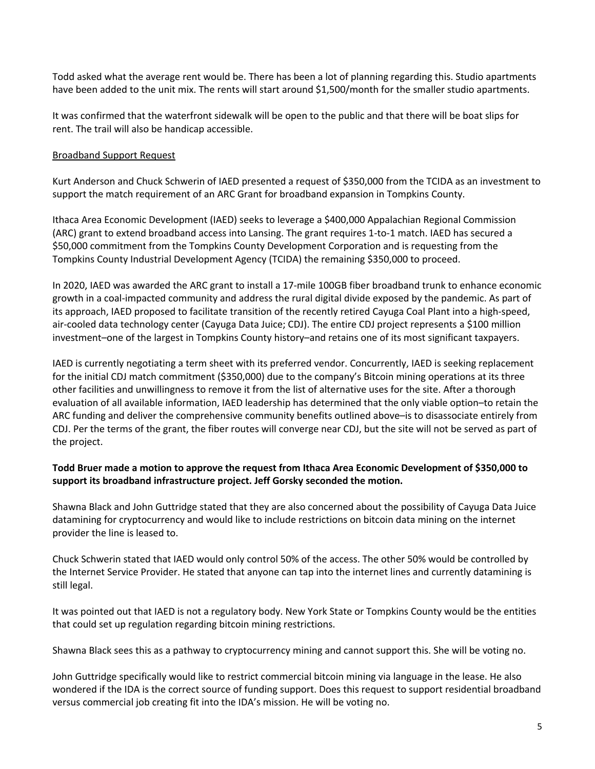Todd asked what the average rent would be. There has been a lot of planning regarding this. Studio apartments have been added to the unit mix. The rents will start around $1,500/month for the smaller studio apartments.

It was confirmed that the waterfront sidewalk will be open to the public and that there will be boat slips for rent. The trail will also be handicap accessible.

<u>Broadband Support Request</u>

Kurt Anderson and Chuck Schwerin of IAED presented a request of $350,000 from the TCIDA as an investment to support the match requirement of an ARC Grant for broadband expansion in Tompkins County.

Ithaca Area Economic Development (IAED) seeks to leverage a $400,000 Appalachian Regional Commission (ARC) grant to extend broadband access into Lansing. The grant requires 1-to-1 match. IAED has secured a $50,000 commitment from the Tompkins County Development Corporation and is requesting from the Tompkins County Industrial Development Agency (TCIDA) the remaining $350,000 to proceed.

In 2020, IAED was awarded the ARC grant to install a 17-mile 100GB fiber broadband trunk to enhance economic growth in a coal-impacted community and address the rural digital divide exposed by the pandemic. As part of its approach, IAED proposed to facilitate transition of the recently retired Cayuga Coal Plant into a high-speed, air-cooled data technology center (Cayuga Data Juice; CDJ). The entire CDJ project represents a $100 million investment–one of the largest in Tompkins County history–and retains one of its most significant taxpayers.

IAED is currently negotiating a term sheet with its preferred vendor. Concurrently, IAED is seeking replacement for the initial CDJ match commitment ($350,000) due to the company's Bitcoin mining operations at its three other facilities and unwillingness to remove it from the list of alternative uses for the site. After a thorough evaluation of all available information, IAED leadership has determined that the only viable option–to retain the ARC funding and deliver the comprehensive community benefits outlined above–is to disassociate entirely from CDJ. Per the terms of the grant, the fiber routes will converge near CDJ, but the site will not be served as part of the project.

**Todd Bruer made a motion to approve the request from Ithaca Area Economic Development of $350,000 to support its broadband infrastructure project. Jeff Gorsky seconded the motion.**

Shawna Black and John Guttridge stated that they are also concerned about the possibility of Cayuga Data Juice datamining for cryptocurrency and would like to include restrictions on bitcoin data mining on the internet provider the line is leased to.

Chuck Schwerin stated that IAED would only control 50% of the access. The other 50% would be controlled by the Internet Service Provider. He stated that anyone can tap into the internet lines and currently datamining is still legal.

It was pointed out that IAED is not a regulatory body. New York State or Tompkins County would be the entities that could set up regulation regarding bitcoin mining restrictions.

Shawna Black sees this as a pathway to cryptocurrency mining and cannot support this. She will be voting no.

John Guttridge specifically would like to restrict commercial bitcoin mining via language in the lease. He also wondered if the IDA is the correct source of funding support. Does this request to support residential broadband versus commercial job creating fit into the IDA's mission. He will be voting no.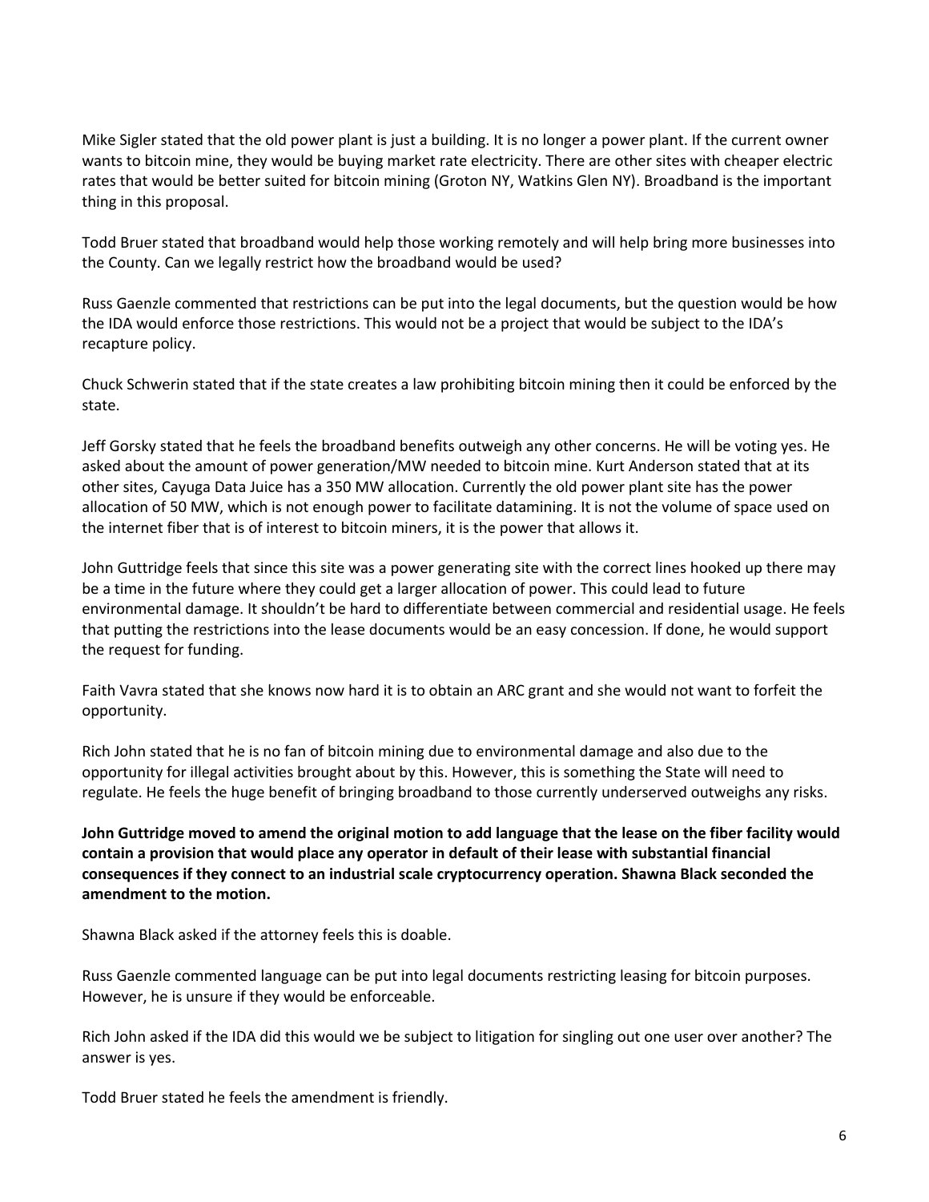Mike Sigler stated that the old power plant is just a building. It is no longer a power plant. If the current owner wants to bitcoin mine, they would be buying market rate electricity. There are other sites with cheaper electric rates that would be better suited for bitcoin mining (Groton NY, Watkins Glen NY). Broadband is the important thing in this proposal.

Todd Bruer stated that broadband would help those working remotely and will help bring more businesses into the County. Can we legally restrict how the broadband would be used?

Russ Gaenzle commented that restrictions can be put into the legal documents, but the question would be how the IDA would enforce those restrictions. This would not be a project that would be subject to the IDA's recapture policy.

Chuck Schwerin stated that if the state creates a law prohibiting bitcoin mining then it could be enforced by the state.

Jeff Gorsky stated that he feels the broadband benefits outweigh any other concerns. He will be voting yes. He asked about the amount of power generation/MW needed to bitcoin mine. Kurt Anderson stated that at its other sites, Cayuga Data Juice has a 350 MW allocation. Currently the old power plant site has the power allocation of 50 MW, which is not enough power to facilitate datamining. It is not the volume of space used on the internet fiber that is of interest to bitcoin miners, it is the power that allows it.

John Guttridge feels that since this site was a power generating site with the correct lines hooked up there may be a time in the future where they could get a larger allocation of power. This could lead to future environmental damage. It shouldn't be hard to differentiate between commercial and residential usage. He feels that putting the restrictions into the lease documents would be an easy concession. If done, he would support the request for funding.

Faith Vavra stated that she knows now hard it is to obtain an ARC grant and she would not want to forfeit the opportunity.

Rich John stated that he is no fan of bitcoin mining due to environmental damage and also due to the opportunity for illegal activities brought about by this. However, this is something the State will need to regulate. He feels the huge benefit of bringing broadband to those currently underserved outweighs any risks.

**John Guttridge moved to amend the original motion to add language that the lease on the fiber facility would contain a provision that would place any operator in default of their lease with substantial financial consequences if they connect to an industrial scale cryptocurrency operation. Shawna Black seconded the amendment to the motion.**

Shawna Black asked if the attorney feels this is doable.

Russ Gaenzle commented language can be put into legal documents restricting leasing for bitcoin purposes. However, he is unsure if they would be enforceable.

Rich John asked if the IDA did this would we be subject to litigation for singling out one user over another? The answer is yes.

Todd Bruer stated he feels the amendment is friendly.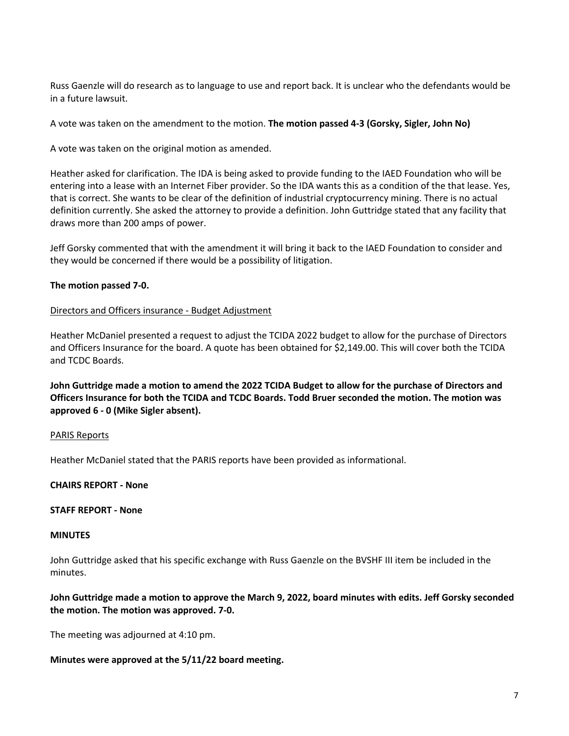Russ Gaenzle will do research as to language to use and report back. It is unclear who the defendants would be in a future lawsuit.

A vote was taken on the amendment to the motion. **The motion passed 4-3 (Gorsky, Sigler, John No)**

A vote was taken on the original motion as amended.

Heather asked for clarification. The IDA is being asked to provide funding to the IAED Foundation who will be entering into a lease with an Internet Fiber provider. So the IDA wants this as a condition of the that lease. Yes, that is correct. She wants to be clear of the definition of industrial cryptocurrency mining. There is no actual definition currently. She asked the attorney to provide a definition. John Guttridge stated that any facility that draws more than 200 amps of power.

Jeff Gorsky commented that with the amendment it will bring it back to the IAED Foundation to consider and they would be concerned if there would be a possibility of litigation.

**The motion passed 7-0.**

Directors and Officers insurance - Budget Adjustment

Heather McDaniel presented a request to adjust the TCIDA 2022 budget to allow for the purchase of Directors and Officers Insurance for the board. A quote has been obtained for $2,149.00. This will cover both the TCIDA and TCDC Boards.

**John Guttridge made a motion to amend the 2022 TCIDA Budget to allow for the purchase of Directors and Officers Insurance for both the TCIDA and TCDC Boards. Todd Bruer seconded the motion. The motion was approved 6 - 0 (Mike Sigler absent).**

PARIS Reports

Heather McDaniel stated that the PARIS reports have been provided as informational.

**CHAIRS REPORT - None**

**STAFF REPORT - None**

**MINUTES**

John Guttridge asked that his specific exchange with Russ Gaenzle on the BVSHF III item be included in the minutes.

**John Guttridge made a motion to approve the March 9, 2022, board minutes with edits. Jeff Gorsky seconded the motion. The motion was approved. 7-0.**

The meeting was adjourned at 4:10 pm.

**Minutes were approved at the 5/11/22 board meeting.**